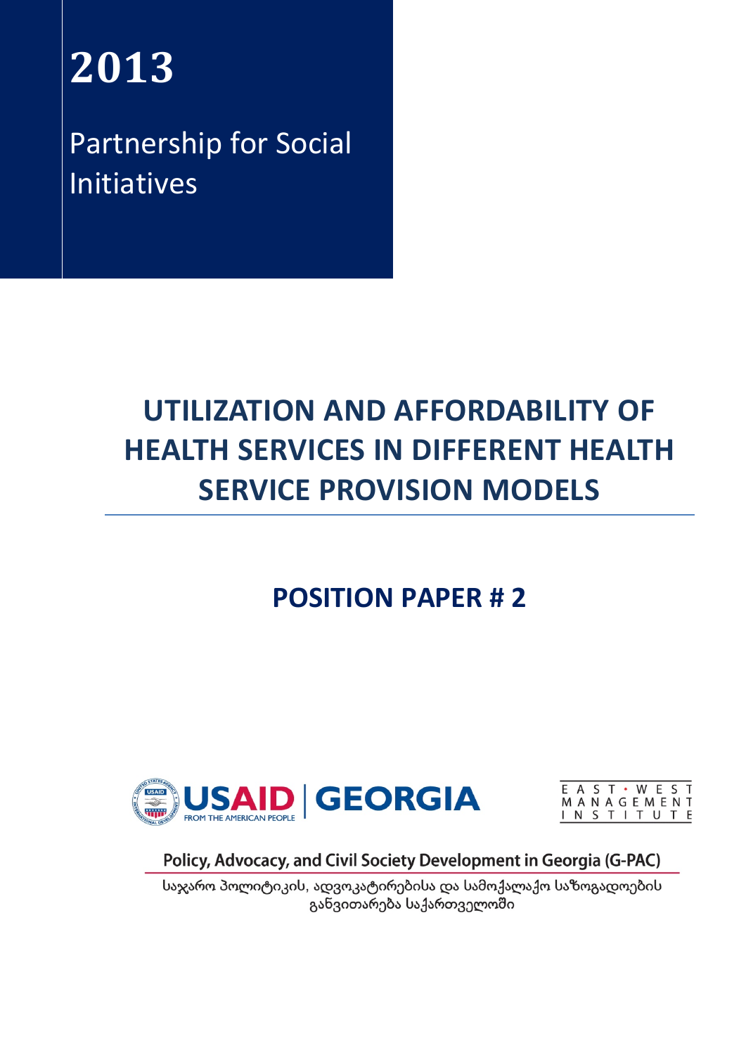# 2013

Partnership for Social Initiatives

# UTILIZATION AND AFFORDABILITY OF HEALTH SERVICES IN DIFFERENT HEALTH SERVICE PROVISION MODELS

## POSITION PAPER # 2

USAID | GEORGIA
FROM THE AMERICAN PEOPLE

EAST • WEST MANAGEMENT INSTITUTE

**Policy, Advocacy, and Civil Society Development in Georgia (G-PAC)**

საჯარო პოლიტიკის, ადვოკატირებისა და სამოქალაქო საზოგადოების განვითარება საქართველოში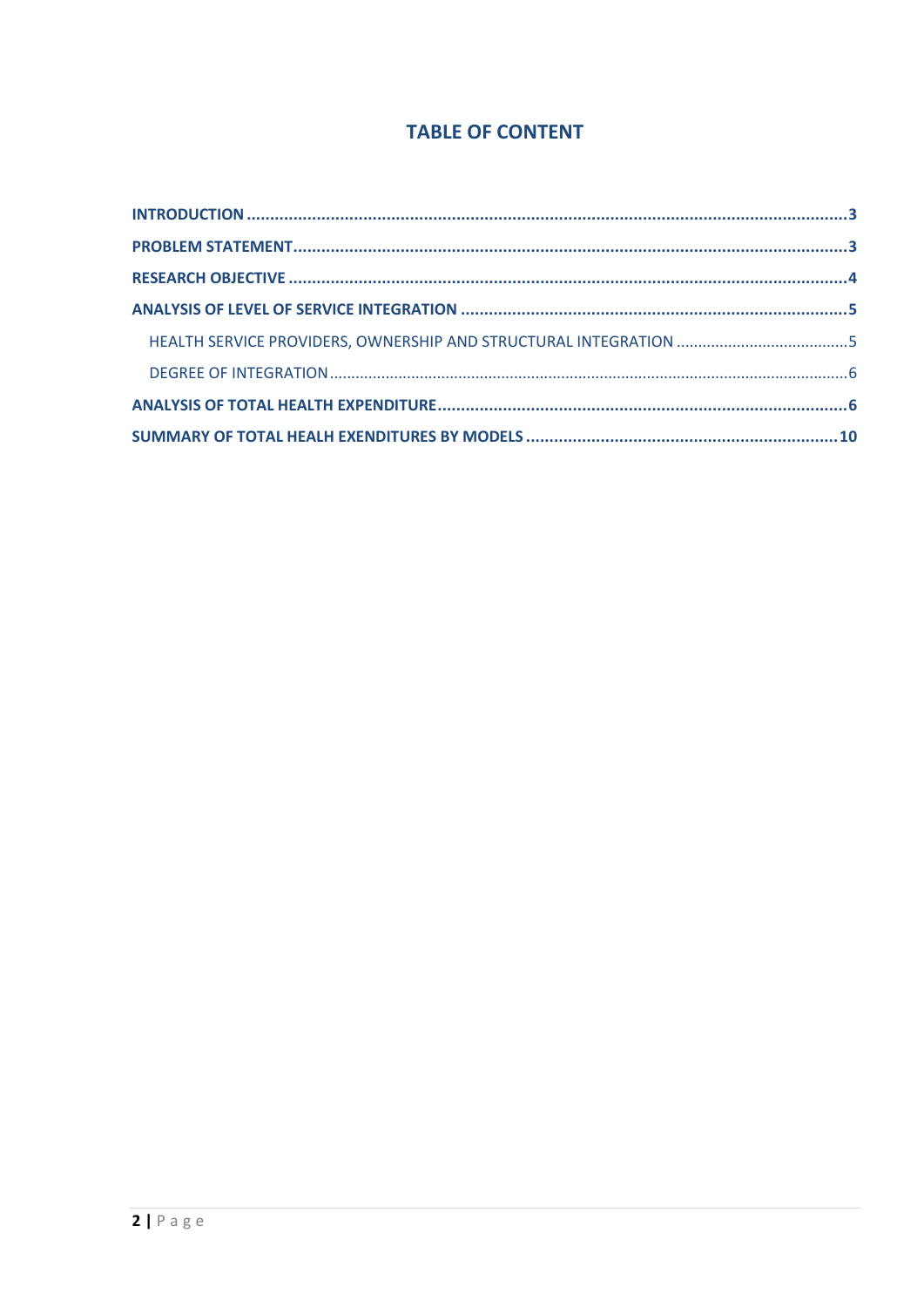# TABLE OF CONTENT

**INTRODUCTION** ........ **3**

**PROBLEM STATEMENT** ........ **3**

**RESEARCH OBJECTIVE** ........ **4**

**ANALYSIS OF LEVEL OF SERVICE INTEGRATION** ........ **5**

- HEALTH SERVICE PROVIDERS, OWNERSHIP AND STRUCTURAL INTEGRATION ........ 5
- DEGREE OF INTEGRATION ........ 6

**ANALYSIS OF TOTAL HEALTH EXPENDITURE** ........ **6**

**SUMMARY OF TOTAL HEALH EXENDITURES BY MODELS** ........ **10**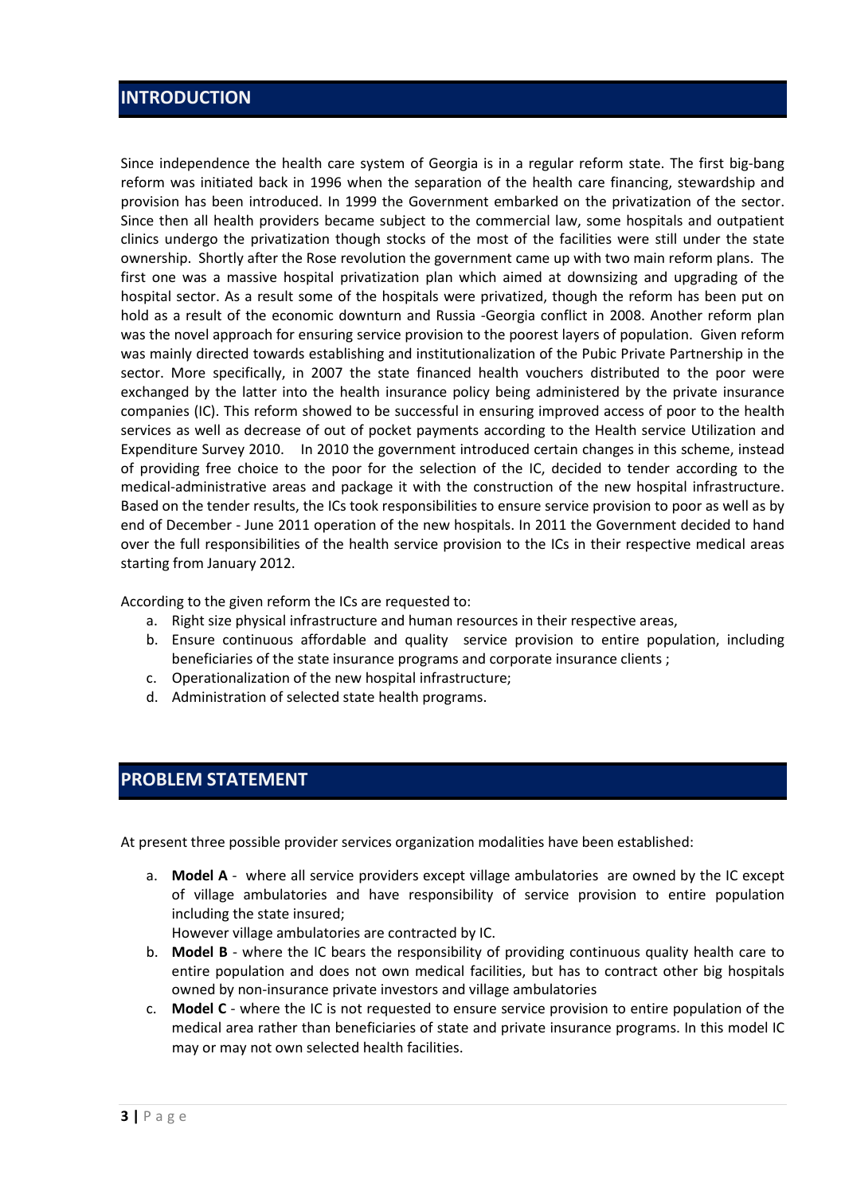## INTRODUCTION

Since independence the health care system of Georgia is in a regular reform state. The first big-bang reform was initiated back in 1996 when the separation of the health care financing, stewardship and provision has been introduced. In 1999 the Government embarked on the privatization of the sector. Since then all health providers became subject to the commercial law, some hospitals and outpatient clinics undergo the privatization though stocks of the most of the facilities were still under the state ownership. Shortly after the Rose revolution the government came up with two main reform plans. The first one was a massive hospital privatization plan which aimed at downsizing and upgrading of the hospital sector. As a result some of the hospitals were privatized, though the reform has been put on hold as a result of the economic downturn and Russia -Georgia conflict in 2008. Another reform plan was the novel approach for ensuring service provision to the poorest layers of population. Given reform was mainly directed towards establishing and institutionalization of the Pubic Private Partnership in the sector. More specifically, in 2007 the state financed health vouchers distributed to the poor were exchanged by the latter into the health insurance policy being administered by the private insurance companies (IC). This reform showed to be successful in ensuring improved access of poor to the health services as well as decrease of out of pocket payments according to the Health service Utilization and Expenditure Survey 2010. In 2010 the government introduced certain changes in this scheme, instead of providing free choice to the poor for the selection of the IC, decided to tender according to the medical-administrative areas and package it with the construction of the new hospital infrastructure. Based on the tender results, the ICs took responsibilities to ensure service provision to poor as well as by end of December - June 2011 operation of the new hospitals. In 2011 the Government decided to hand over the full responsibilities of the health service provision to the ICs in their respective medical areas starting from January 2012.

According to the given reform the ICs are requested to:

a. Right size physical infrastructure and human resources in their respective areas,
b. Ensure continuous affordable and quality service provision to entire population, including beneficiaries of the state insurance programs and corporate insurance clients ;
c. Operationalization of the new hospital infrastructure;
d. Administration of selected state health programs.

## PROBLEM STATEMENT

At present three possible provider services organization modalities have been established:

a. **Model A** - where all service providers except village ambulatories are owned by the IC except of village ambulatories and have responsibility of service provision to entire population including the state insured;
   However village ambulatories are contracted by IC.
b. **Model B** - where the IC bears the responsibility of providing continuous quality health care to entire population and does not own medical facilities, but has to contract other big hospitals owned by non-insurance private investors and village ambulatories
c. **Model C** - where the IC is not requested to ensure service provision to entire population of the medical area rather than beneficiaries of state and private insurance programs. In this model IC may or may not own selected health facilities.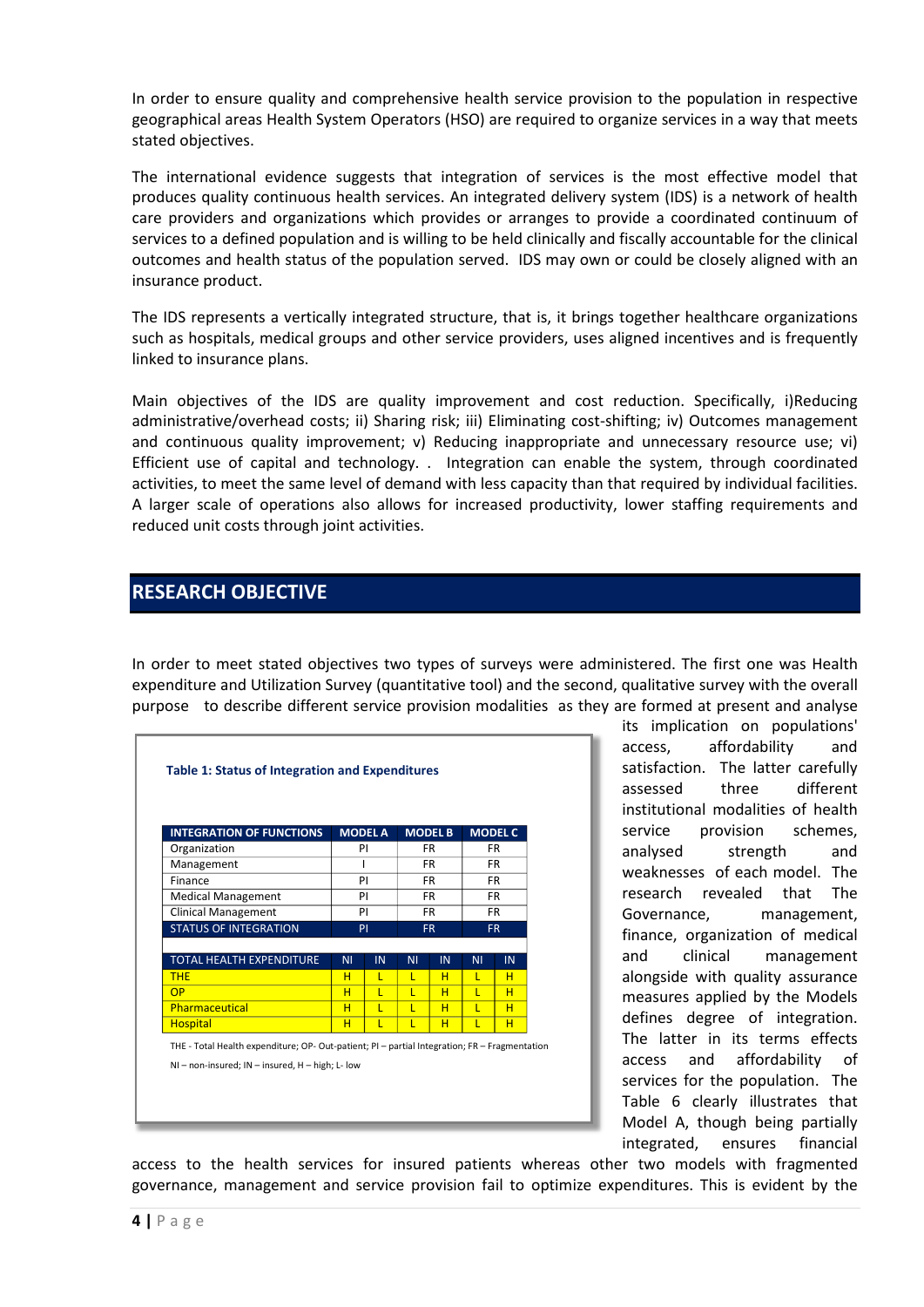In order to ensure quality and comprehensive health service provision to the population in respective geographical areas Health System Operators (HSO) are required to organize services in a way that meets stated objectives.

The international evidence suggests that integration of services is the most effective model that produces quality continuous health services. An integrated delivery system (IDS) is a network of health care providers and organizations which provides or arranges to provide a coordinated continuum of services to a defined population and is willing to be held clinically and fiscally accountable for the clinical outcomes and health status of the population served. IDS may own or could be closely aligned with an insurance product.

The IDS represents a vertically integrated structure, that is, it brings together healthcare organizations such as hospitals, medical groups and other service providers, uses aligned incentives and is frequently linked to insurance plans.

Main objectives of the IDS are quality improvement and cost reduction. Specifically, i)Reducing administrative/overhead costs; ii) Sharing risk; iii) Eliminating cost-shifting; iv) Outcomes management and continuous quality improvement; v) Reducing inappropriate and unnecessary resource use; vi) Efficient use of capital and technology. . Integration can enable the system, through coordinated activities, to meet the same level of demand with less capacity than that required by individual facilities. A larger scale of operations also allows for increased productivity, lower staffing requirements and reduced unit costs through joint activities.

## RESEARCH OBJECTIVE

In order to meet stated objectives two types of surveys were administered. The first one was Health expenditure and Utilization Survey (quantitative tool) and the second, qualitative survey with the overall purpose to describe different service provision modalities as they are formed at present and analyse its implication on populations' access, affordability and satisfaction. The latter carefully assessed three different institutional modalities of health service provision schemes, analysed strength and weaknesses of each model. The research revealed that The Governance, management, finance, organization of medical and clinical management alongside with quality assurance measures applied by the Models defines degree of integration. The latter in its terms effects access and affordability of services for the population. The Table 6 clearly illustrates that Model A, though being partially integrated, ensures financial access to the health services for insured patients whereas other two models with fragmented governance, management and service provision fail to optimize expenditures. This is evident by the

**Table 1: Status of Integration and Expenditures**

| INTEGRATION OF FUNCTIONS | MODEL A | | MODEL B | | MODEL C | |
|---|---|---|---|---|---|---|
| Organization | PI | | FR | | FR | |
| Management | I | | FR | | FR | |
| Finance | PI | | FR | | FR | |
| Medical Management | PI | | FR | | FR | |
| Clinical Management | PI | | FR | | FR | |
| STATUS OF INTEGRATION | PI | | FR | | FR | |
| TOTAL HEALTH EXPENDITURE | NI | IN | NI | IN | NI | IN |
| THE | H | L | L | H | L | H |
| OP | H | L | L | H | L | H |
| Pharmaceutical | H | L | L | H | L | H |
| Hospital | H | L | L | H | L | H |

THE - Total Health expenditure; OP- Out-patient; PI – partial Integration; FR – Fragmentation

NI – non-insured; IN – insured, H – high; L- low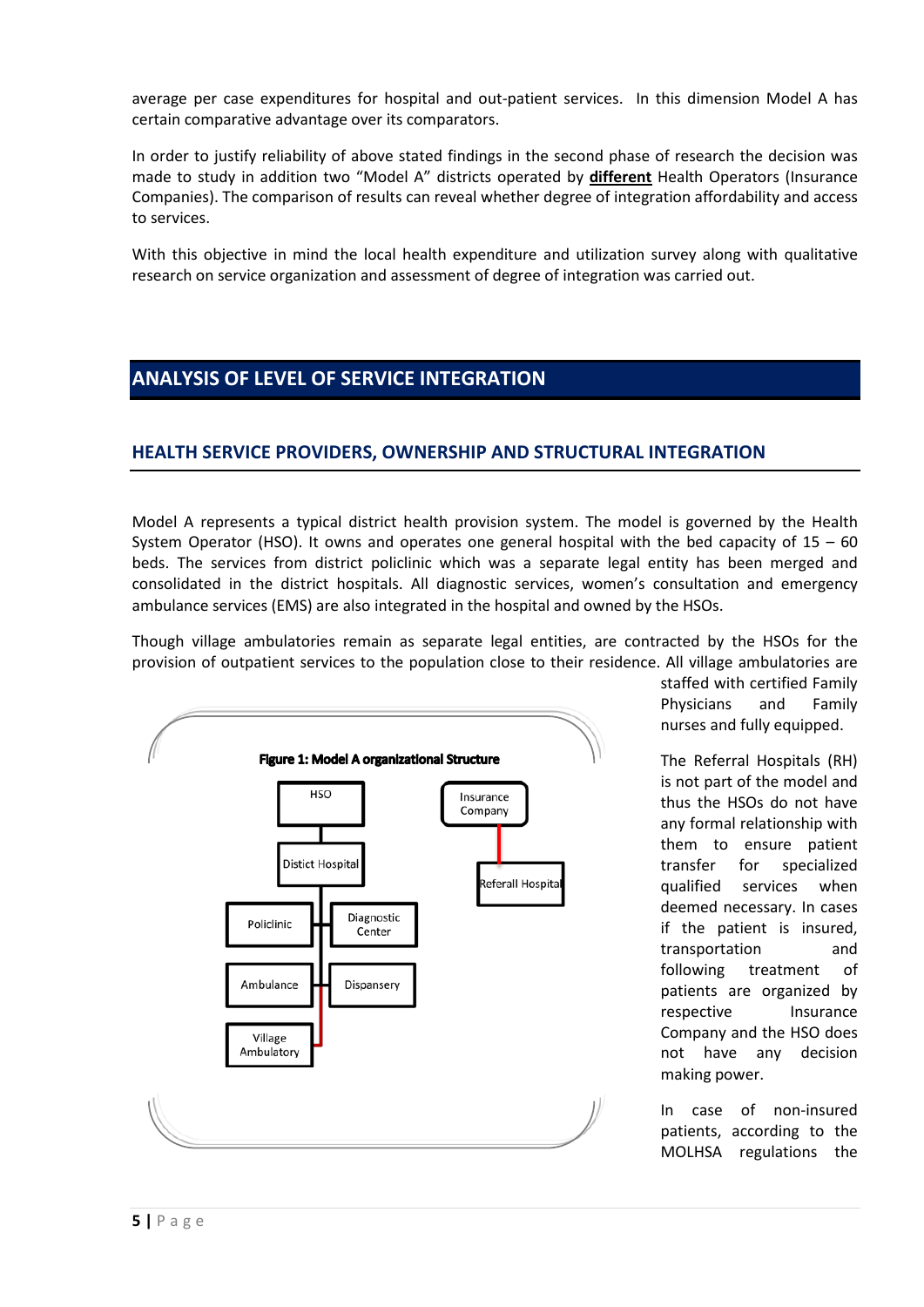average per case expenditures for hospital and out-patient services. In this dimension Model A has certain comparative advantage over its comparators.

In order to justify reliability of above stated findings in the second phase of research the decision was made to study in addition two "Model A" districts operated by **<u>different</u>** Health Operators (Insurance Companies). The comparison of results can reveal whether degree of integration affordability and access to services.

With this objective in mind the local health expenditure and utilization survey along with qualitative research on service organization and assessment of degree of integration was carried out.

# ANALYSIS OF LEVEL OF SERVICE INTEGRATION

## HEALTH SERVICE PROVIDERS, OWNERSHIP AND STRUCTURAL INTEGRATION

Model A represents a typical district health provision system. The model is governed by the Health System Operator (HSO). It owns and operates one general hospital with the bed capacity of 15 – 60 beds. The services from district policlinic which was a separate legal entity has been merged and consolidated in the district hospitals. All diagnostic services, women's consultation and emergency ambulance services (EMS) are also integrated in the hospital and owned by the HSOs.

Though village ambulatories remain as separate legal entities, are contracted by the HSOs for the provision of outpatient services to the population close to their residence. All village ambulatories are staffed with certified Family Physicians and Family nurses and fully equipped.

**Figure 1: Model A organizational Structure**

HSO → Distict Hospital → Policlinic, Diagnostic Center, Ambulance, Dispensary, Village Ambulatory

Insurance Company → Referall Hospital

The Referral Hospitals (RH) is not part of the model and thus the HSOs do not have any formal relationship with them to ensure patient transfer for specialized qualified services when deemed necessary. In cases if the patient is insured, transportation and following treatment of patients are organized by respective Insurance Company and the HSO does not have any decision making power.

In case of non-insured patients, according to the MOLHSA regulations the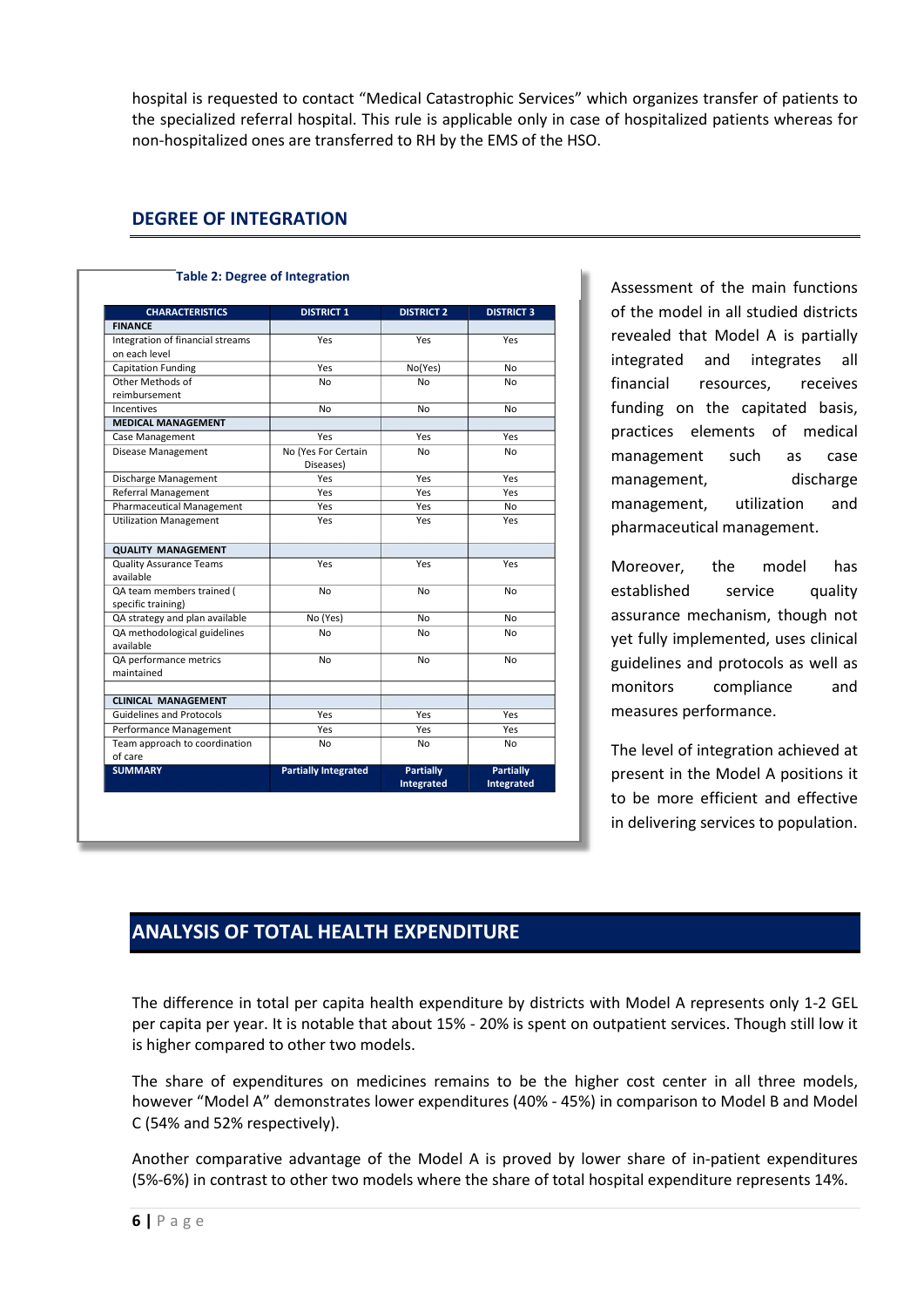hospital is requested to contact "Medical Catastrophic Services" which organizes transfer of patients to the specialized referral hospital. This rule is applicable only in case of hospitalized patients whereas for non-hospitalized ones are transferred to RH by the EMS of the HSO.

## DEGREE OF INTEGRATION

**Table 2: Degree of Integration**

| CHARACTERISTICS | DISTRICT 1 | DISTRICT 2 | DISTRICT 3 |
|---|---|---|---|
| **FINANCE** | | | |
| Integration of financial streams on each level | Yes | Yes | Yes |
| Capitation Funding | Yes | No(Yes) | No |
| Other Methods of reimbursement | No | No | No |
| Incentives | No | No | No |
| **MEDICAL MANAGEMENT** | | | |
| Case Management | Yes | Yes | Yes |
| Disease Management | No (Yes For Certain Diseases) | No | No |
| Discharge Management | Yes | Yes | Yes |
| Referral Management | Yes | Yes | Yes |
| Pharmaceutical Management | Yes | Yes | No |
| Utilization Management | Yes | Yes | Yes |
| **QUALITY MANAGEMENT** | | | |
| Quality Assurance Teams available | Yes | Yes | Yes |
| QA team members trained ( specific training) | No | No | No |
| QA strategy and plan available | No (Yes) | No | No |
| QA methodological guidelines available | No | No | No |
| QA performance metrics maintained | No | No | No |
| **CLINICAL MANAGEMENT** | | | |
| Guidelines and Protocols | Yes | Yes | Yes |
| Performance Management | Yes | Yes | Yes |
| Team approach to coordination of care | No | No | No |
| **SUMMARY** | **Partially Integrated** | **Partially Integrated** | **Partially Integrated** |

Assessment of the main functions of the model in all studied districts revealed that Model A is partially integrated and integrates all financial resources, receives funding on the capitated basis, practices elements of medical management such as case management, discharge management, utilization and pharmaceutical management.

Moreover, the model has established service quality assurance mechanism, though not yet fully implemented, uses clinical guidelines and protocols as well as monitors compliance and measures performance.

The level of integration achieved at present in the Model A positions it to be more efficient and effective in delivering services to population.

## ANALYSIS OF TOTAL HEALTH EXPENDITURE

The difference in total per capita health expenditure by districts with Model A represents only 1-2 GEL per capita per year. It is notable that about 15% - 20% is spent on outpatient services. Though still low it is higher compared to other two models.

The share of expenditures on medicines remains to be the higher cost center in all three models, however "Model A" demonstrates lower expenditures (40% - 45%) in comparison to Model B and Model C (54% and 52% respectively).

Another comparative advantage of the Model A is proved by lower share of in-patient expenditures (5%-6%) in contrast to other two models where the share of total hospital expenditure represents 14%.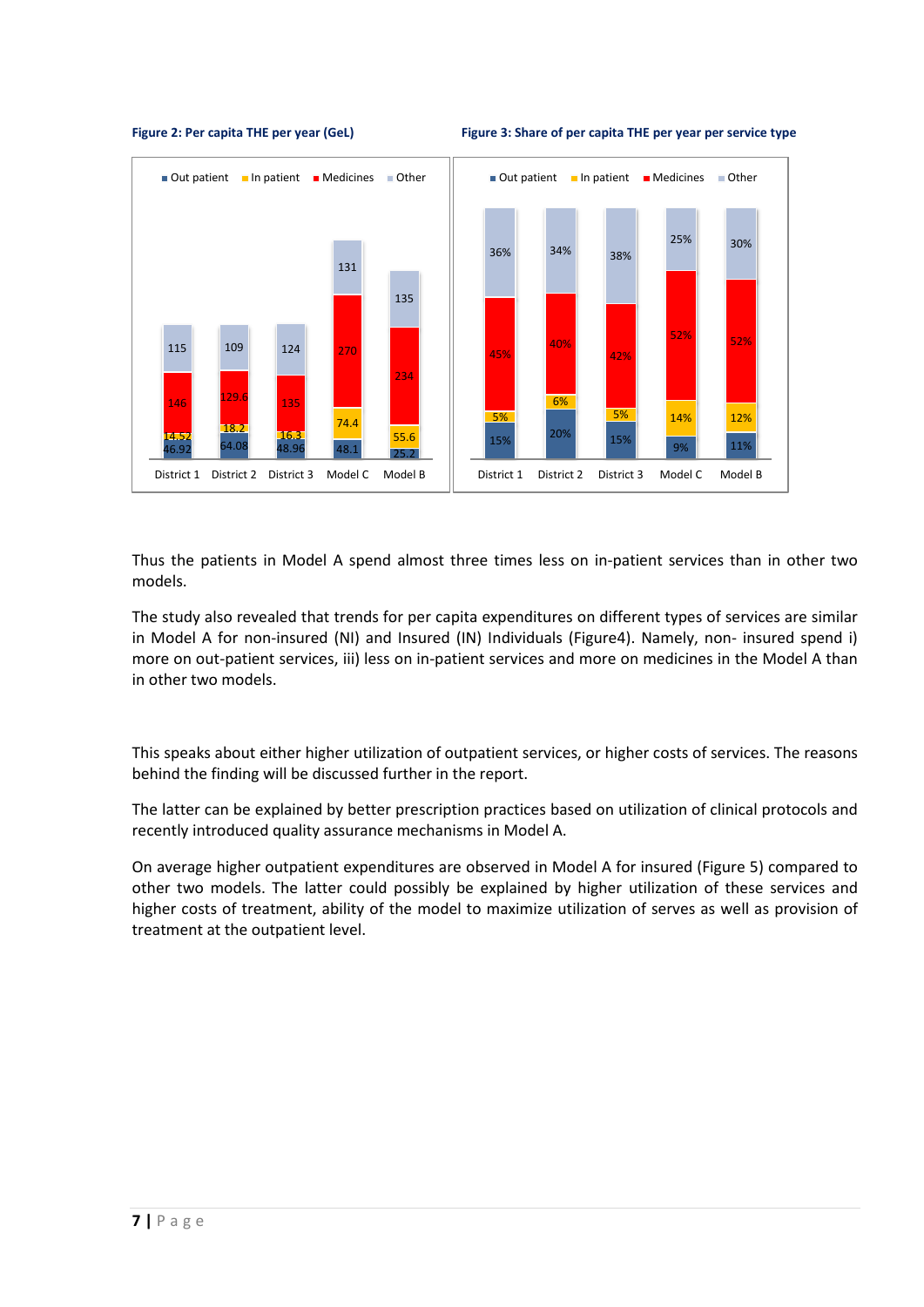**Figure 2: Per capita THE per year (GeL)**

**Figure 3: Share of per capita THE per year per service type**

Thus the patients in Model A spend almost three times less on in-patient services than in other two models.

The study also revealed that trends for per capita expenditures on different types of services are similar in Model A for non-insured (NI) and Insured (IN) Individuals (Figure4). Namely, non- insured spend i) more on out-patient services, iii) less on in-patient services and more on medicines in the Model A than in other two models.

This speaks about either higher utilization of outpatient services, or higher costs of services. The reasons behind the finding will be discussed further in the report.

The latter can be explained by better prescription practices based on utilization of clinical protocols and recently introduced quality assurance mechanisms in Model A.

On average higher outpatient expenditures are observed in Model A for insured (Figure 5) compared to other two models. The latter could possibly be explained by higher utilization of these services and higher costs of treatment, ability of the model to maximize utilization of serves as well as provision of treatment at the outpatient level.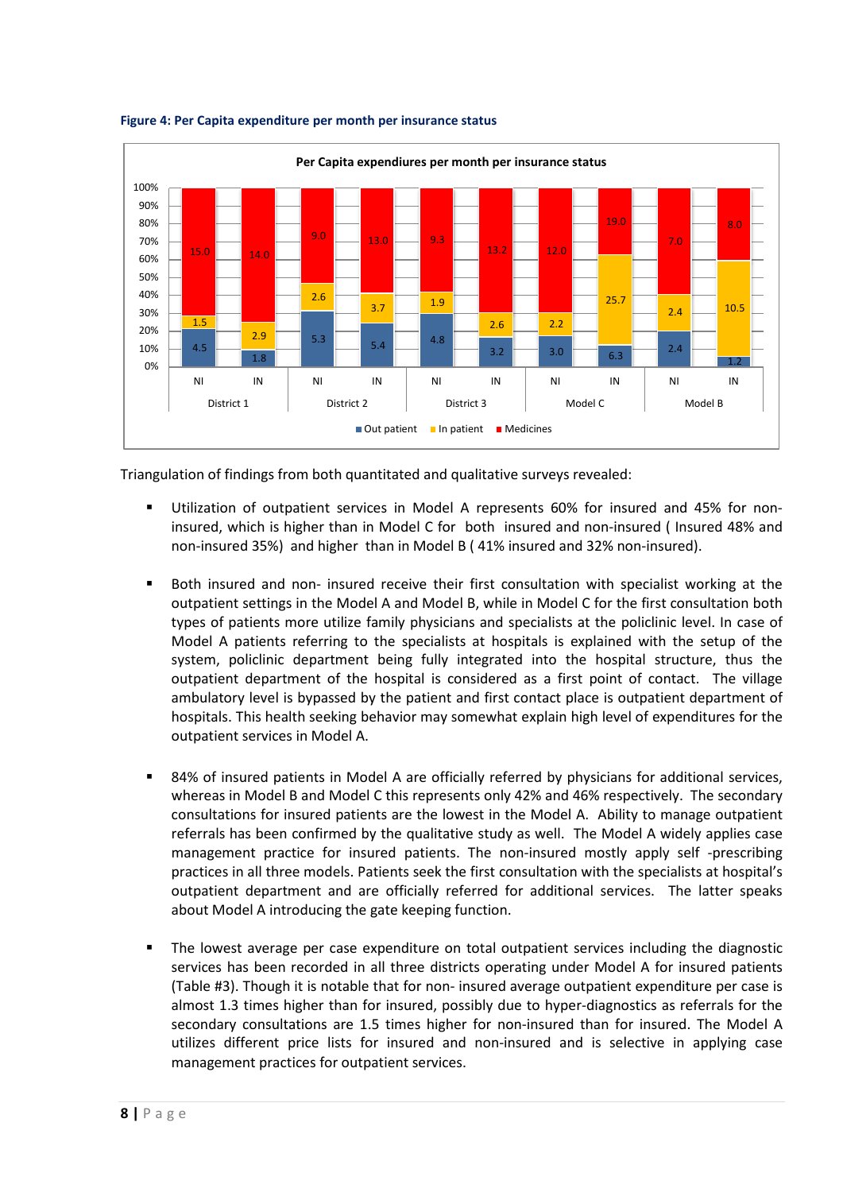**Figure 4: Per Capita expenditure per month per insurance status**

Per Capita expendiures per month per insurance status

| | District 1 NI | District 1 IN | District 2 NI | District 2 IN | District 3 NI | District 3 IN | Model C NI | Model C IN | Model B NI | Model B IN |
|---|---|---|---|---|---|---|---|---|---|---|
| Out patient | 4.5 | 1.8 | 5.3 | 5.4 | 4.8 | 3.2 | 3.0 | 6.3 | 2.4 | 1.2 |
| In patient | 1.5 | 2.9 | 2.6 | 3.7 | 1.9 | 2.6 | 2.2 | 25.7 | 2.4 | 10.5 |
| Medicines | 15.0 | 14.0 | 9.0 | 13.0 | 9.3 | 13.2 | 12.0 | 19.0 | 7.0 | 8.0 |

Triangulation of findings from both quantitated and qualitative surveys revealed:

- Utilization of outpatient services in Model A represents 60% for insured and 45% for non-insured, which is higher than in Model C for both insured and non-insured ( Insured 48% and non-insured 35%) and higher than in Model B ( 41% insured and 32% non-insured).

- Both insured and non- insured receive their first consultation with specialist working at the outpatient settings in the Model A and Model B, while in Model C for the first consultation both types of patients more utilize family physicians and specialists at the policlinic level. In case of Model A patients referring to the specialists at hospitals is explained with the setup of the system, policlinic department being fully integrated into the hospital structure, thus the outpatient department of the hospital is considered as a first point of contact. The village ambulatory level is bypassed by the patient and first contact place is outpatient department of hospitals. This health seeking behavior may somewhat explain high level of expenditures for the outpatient services in Model A.

- 84% of insured patients in Model A are officially referred by physicians for additional services, whereas in Model B and Model C this represents only 42% and 46% respectively. The secondary consultations for insured patients are the lowest in the Model A. Ability to manage outpatient referrals has been confirmed by the qualitative study as well. The Model A widely applies case management practice for insured patients. The non-insured mostly apply self -prescribing practices in all three models. Patients seek the first consultation with the specialists at hospital's outpatient department and are officially referred for additional services. The latter speaks about Model A introducing the gate keeping function.

- The lowest average per case expenditure on total outpatient services including the diagnostic services has been recorded in all three districts operating under Model A for insured patients (Table #3). Though it is notable that for non- insured average outpatient expenditure per case is almost 1.3 times higher than for insured, possibly due to hyper-diagnostics as referrals for the secondary consultations are 1.5 times higher for non-insured than for insured. The Model A utilizes different price lists for insured and non-insured and is selective in applying case management practices for outpatient services.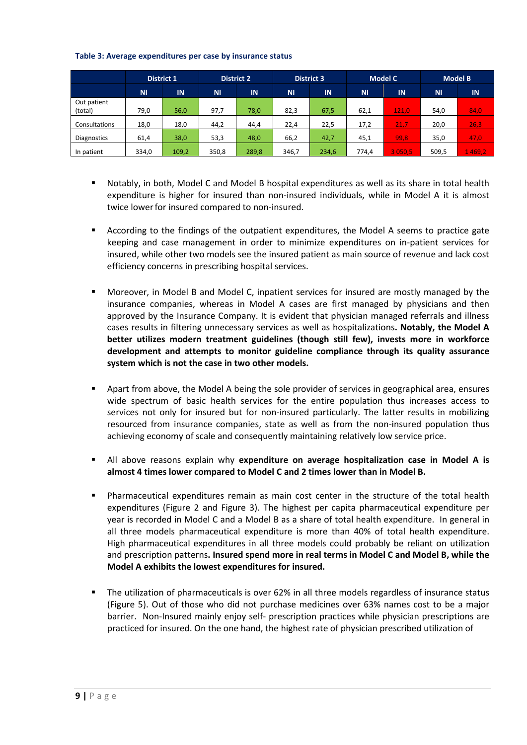**Table 3: Average expenditures per case by insurance status**

| | District 1 | | District 2 | | District 3 | | Model C | | Model B | |
|---|---|---|---|---|---|---|---|---|---|---|
| | NI | IN | NI | IN | NI | IN | NI | IN | NI | IN |
| Out patient (total) | 79,0 | 56,0 | 97,7 | 78,0 | 82,3 | 67,5 | 62,1 | 121,0 | 54,0 | 84,0 |
| Consultations | 18,0 | 18,0 | 44,2 | 44,4 | 22,4 | 22,5 | 17,2 | 21,7 | 20,0 | 26,3 |
| Diagnostics | 61,4 | 38,0 | 53,3 | 48,0 | 66,2 | 42,7 | 45,1 | 99,8 | 35,0 | 47,0 |
| In patient | 334,0 | 109,2 | 350,8 | 289,8 | 346,7 | 234,6 | 774,4 | 3 050,5 | 509,5 | 1 469,2 |

- Notably, in both, Model C and Model B hospital expenditures as well as its share in total health expenditure is higher for insured than non-insured individuals, while in Model A it is almost twice lower for insured compared to non-insured.

- According to the findings of the outpatient expenditures, the Model A seems to practice gate keeping and case management in order to minimize expenditures on in-patient services for insured, while other two models see the insured patient as main source of revenue and lack cost efficiency concerns in prescribing hospital services.

- Moreover, in Model B and Model C, inpatient services for insured are mostly managed by the insurance companies, whereas in Model A cases are first managed by physicians and then approved by the Insurance Company. It is evident that physician managed referrals and illness cases results in filtering unnecessary services as well as hospitalizations**. Notably, the Model A better utilizes modern treatment guidelines (though still few), invests more in workforce development and attempts to monitor guideline compliance through its quality assurance system which is not the case in two other models.**

- Apart from above, the Model A being the sole provider of services in geographical area, ensures wide spectrum of basic health services for the entire population thus increases access to services not only for insured but for non-insured particularly. The latter results in mobilizing resourced from insurance companies, state as well as from the non-insured population thus achieving economy of scale and consequently maintaining relatively low service price.

- All above reasons explain why **expenditure on average hospitalization case in Model A is almost 4 times lower compared to Model C and 2 times lower than in Model B.**

- Pharmaceutical expenditures remain as main cost center in the structure of the total health expenditures (Figure 2 and Figure 3). The highest per capita pharmaceutical expenditure per year is recorded in Model C and a Model B as a share of total health expenditure. In general in all three models pharmaceutical expenditure is more than 40% of total health expenditure. High pharmaceutical expenditures in all three models could probably be reliant on utilization and prescription patterns**. Insured spend more in real terms in Model C and Model B, while the Model A exhibits the lowest expenditures for insured.**

- The utilization of pharmaceuticals is over 62% in all three models regardless of insurance status (Figure 5). Out of those who did not purchase medicines over 63% names cost to be a major barrier. Non-Insured mainly enjoy self- prescription practices while physician prescriptions are practiced for insured. On the one hand, the highest rate of physician prescribed utilization of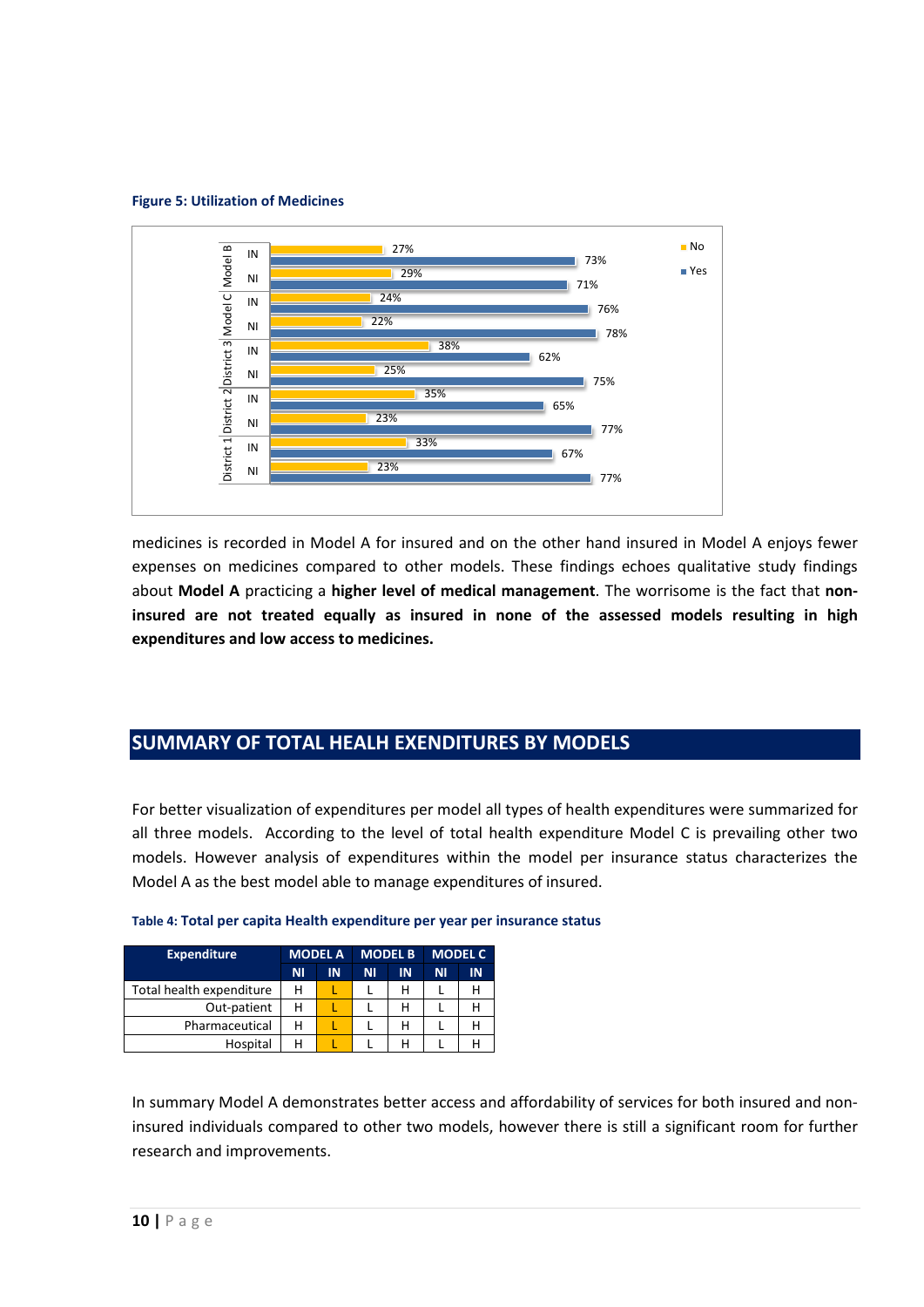**Figure 5: Utilization of Medicines**

| | | No | Yes |
|---|---|---|---|
| Model B | IN | 27% | 73% |
| | NI | 29% | 71% |
| Model C | IN | 24% | 76% |
| | NI | 22% | 78% |
| District 3 | IN | 38% | 62% |
| | NI | 25% | 75% |
| District 2 | IN | 35% | 65% |
| | NI | 23% | 77% |
| District 1 | IN | 33% | 67% |
| | NI | 23% | 77% |

medicines is recorded in Model A for insured and on the other hand insured in Model A enjoys fewer expenses on medicines compared to other models. These findings echoes qualitative study findings about **Model A** practicing a **higher level of medical management**. The worrisome is the fact that **non-insured are not treated equally as insured in none of the assessed models resulting in high expenditures and low access to medicines.**

## SUMMARY OF TOTAL HEALH EXENDITURES BY MODELS

For better visualization of expenditures per model all types of health expenditures were summarized for all three models. According to the level of total health expenditure Model C is prevailing other two models. However analysis of expenditures within the model per insurance status characterizes the Model A as the best model able to manage expenditures of insured.

**Table 4: Total per capita Health expenditure per year per insurance status**

| Expenditure | MODEL A | | MODEL B | | MODEL C | |
|---|---|---|---|---|---|---|
| | NI | IN | NI | IN | NI | IN |
| Total health expenditure | H | L | L | H | L | H |
| Out-patient | H | L | L | H | L | H |
| Pharmaceutical | H | L | L | H | L | H |
| Hospital | H | L | L | H | L | H |

In summary Model A demonstrates better access and affordability of services for both insured and non-insured individuals compared to other two models, however there is still a significant room for further research and improvements.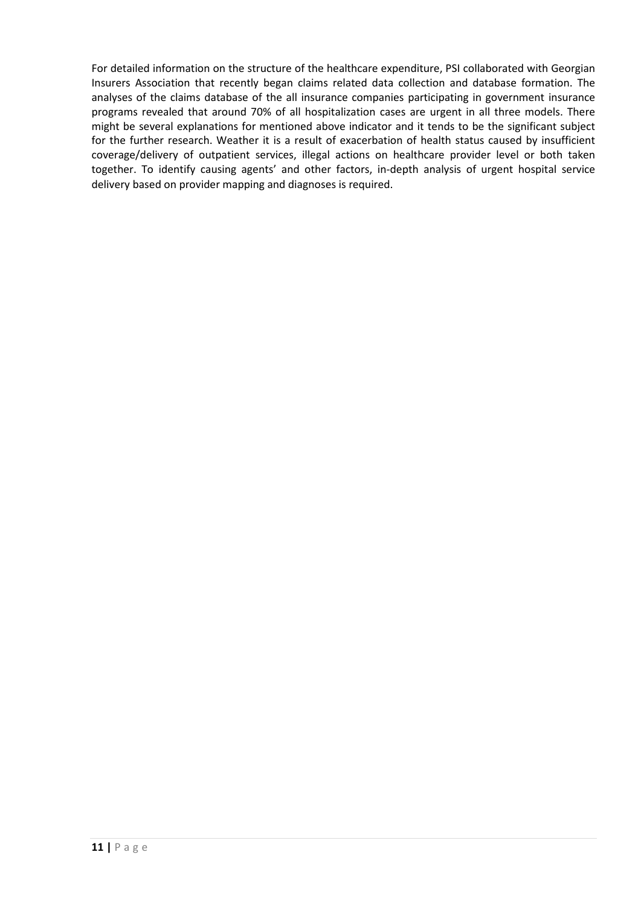For detailed information on the structure of the healthcare expenditure, PSI collaborated with Georgian Insurers Association that recently began claims related data collection and database formation. The analyses of the claims database of the all insurance companies participating in government insurance programs revealed that around 70% of all hospitalization cases are urgent in all three models. There might be several explanations for mentioned above indicator and it tends to be the significant subject for the further research. Weather it is a result of exacerbation of health status caused by insufficient coverage/delivery of outpatient services, illegal actions on healthcare provider level or both taken together. To identify causing agents' and other factors, in-depth analysis of urgent hospital service delivery based on provider mapping and diagnoses is required.